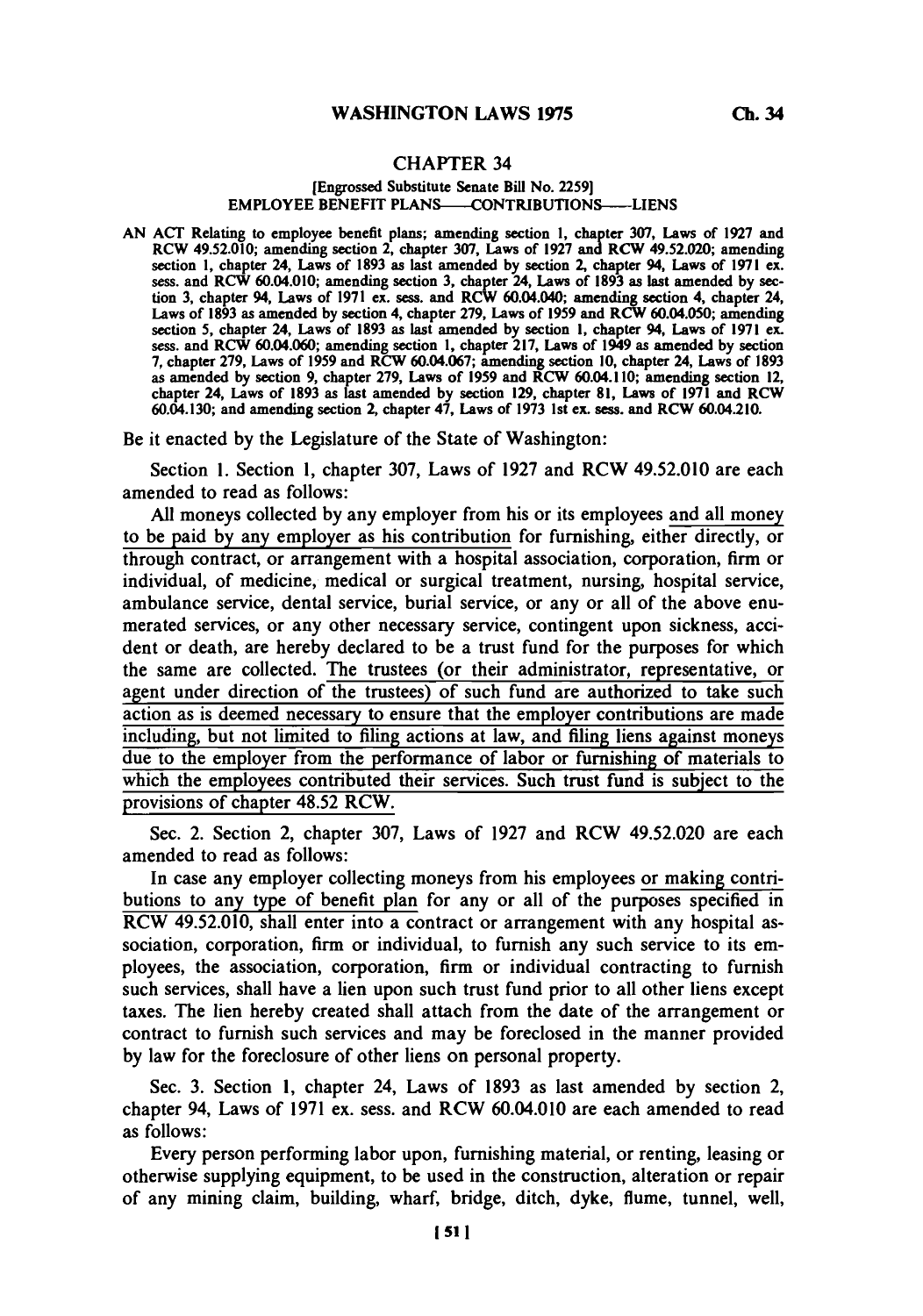# CHAPTER 34

[Engrossed Substitute Senate Bill No. 2259]

EMPLOYEE BENEFIT PLANS——CONTRIBUTIONS——LIENS

AN ACT Relating to employee benefit plans; amending section 1, chapter 307, Laws of 1927 and RCW 49.52.010; amending section 2, chapter 307, Laws of 1927 and RCW 49.52.020; amending section 1, chapter 24, Laws of 1893 as last amended by section 2, chapter 94, Laws of 1971 ex. sess. and RCW 60.04.010; amending section 3, chapter 24, Laws of 1893 as last amended by section 3, chapter 94, Laws of 1971 ex. sess. and RCW 60.04.040; amending section 4, chapter 24, Laws of 1893 as amended by section 4, chapter 279, Laws of 1959 and RCW 60.04.050; amending section 5, chapter 24, Laws of 1893 as last amended by section 1, chapter 94, Laws of 1971 ex. sess. and RCW 60.04.060; amending section 1, chapter 217, Laws of 1949 as amended by section 7, chapter 279, Laws of 1959 and RCW 60.04.067; amending section 10, chapter 24, Laws of 1893 as amended by section 9, chapter 279, Laws of 1959 and RCW 60.04.110; amending section 12, chapter 24, Laws of 1893 as last amended by section 129, chapter 81, Laws of 1971 and RCW 60.04.130; and amending section 2, chapter 47, Laws of 1973 1st ex. sess. and RCW 60.04.210.

Be it enacted by the Legislature of the State of Washington:

Section 1. Section 1, chapter 307, Laws of 1927 and RCW 49.52.010 are each amended to read as follows:

All moneys collected by any employer from his or its employees <u>and all money to be paid by any employer as his contribution</u> for furnishing, either directly, or through contract, or arrangement with a hospital association, corporation, firm or individual, of medicine, medical or surgical treatment, nursing, hospital service, ambulance service, dental service, burial service, or any or all of the above enumerated services, or any other necessary service, contingent upon sickness, accident or death, are hereby declared to be a trust fund for the purposes for which the same are collected. <u>The trustees (or their administrator, representative, or agent under direction of the trustees) of such fund are authorized to take such action as is deemed necessary to ensure that the employer contributions are made including, but not limited to filing actions at law, and filing liens against moneys due to the employer from the performance of labor or furnishing of materials to which the employees contributed their services. Such trust fund is subject to the provisions of chapter 48.52 RCW.</u>

Sec. 2. Section 2, chapter 307, Laws of 1927 and RCW 49.52.020 are each amended to read as follows:

In case any employer collecting moneys from his employees <u>or making contributions to any type of benefit plan</u> for any or all of the purposes specified in RCW 49.52.010, shall enter into a contract or arrangement with any hospital association, corporation, firm or individual, to furnish any such service to its employees, the association, corporation, firm or individual contracting to furnish such services, shall have a lien upon such trust fund prior to all other liens except taxes. The lien hereby created shall attach from the date of the arrangement or contract to furnish such services and may be foreclosed in the manner provided by law for the foreclosure of other liens on personal property.

Sec. 3. Section 1, chapter 24, Laws of 1893 as last amended by section 2, chapter 94, Laws of 1971 ex. sess. and RCW 60.04.010 are each amended to read as follows:

Every person performing labor upon, furnishing material, or renting, leasing or otherwise supplying equipment, to be used in the construction, alteration or repair of any mining claim, building, wharf, bridge, ditch, dyke, flume, tunnel, well,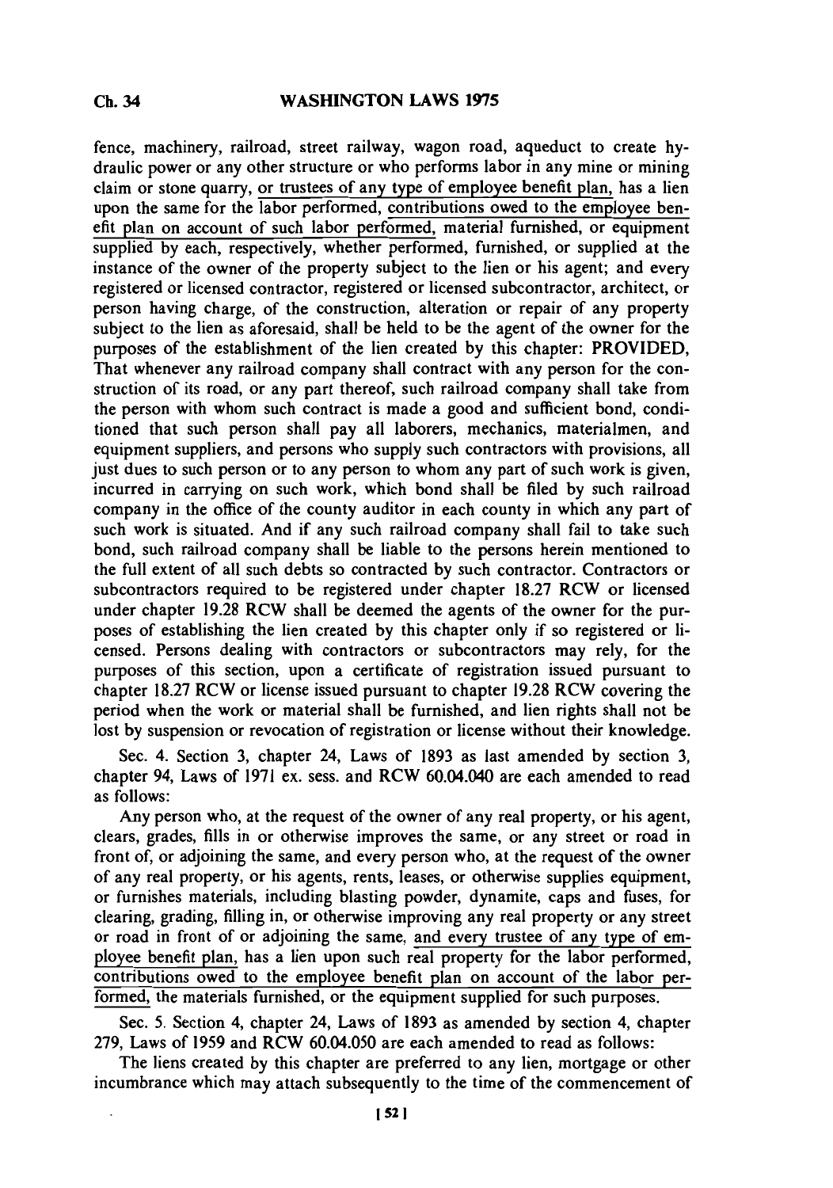fence, machinery, railroad, street railway, wagon road, aqueduct to create hydraulic power or any other structure or who performs labor in any mine or mining claim or stone quarry, or trustees of any type of employee benefit plan, has a lien upon the same for the labor performed, contributions owed to the employee benefit plan on account of such labor performed, material furnished, or equipment supplied by each, respectively, whether performed, furnished, or supplied at the instance of the owner of the property subject to the lien or his agent; and every registered or licensed contractor, registered or licensed subcontractor, architect, or person having charge, of the construction, alteration or repair of any property subject to the lien as aforesaid, shall be held to be the agent of the owner for the purposes of the establishment of the lien created by this chapter: PROVIDED, That whenever any railroad company shall contract with any person for the construction of its road, or any part thereof, such railroad company shall take from the person with whom such contract is made a good and sufficient bond, conditioned that such person shall pay all laborers, mechanics, materialmen, and equipment suppliers, and persons who supply such contractors with provisions, all just dues to such person or to any person to whom any part of such work is given, incurred in carrying on such work, which bond shall be filed by such railroad company in the office of the county auditor in each county in which any part of such work is situated. And if any such railroad company shall fail to take such bond, such railroad company shall be liable to the persons herein mentioned to the full extent of all such debts so contracted by such contractor. Contractors or subcontractors required to be registered under chapter 18.27 RCW or licensed under chapter 19.28 RCW shall be deemed the agents of the owner for the purposes of establishing the lien created by this chapter only if so registered or licensed. Persons dealing with contractors or subcontractors may rely, for the purposes of this section, upon a certificate of registration issued pursuant to chapter 18.27 RCW or license issued pursuant to chapter 19.28 RCW covering the period when the work or material shall be furnished, and lien rights shall not be lost by suspension or revocation of registration or license without their knowledge.

Sec. 4. Section 3, chapter 24, Laws of 1893 as last amended by section 3, chapter 94, Laws of 1971 ex. sess. and RCW 60.04.040 are each amended to read as follows:

Any person who, at the request of the owner of any real property, or his agent, clears, grades, fills in or otherwise improves the same, or any street or road in front of, or adjoining the same, and every person who, at the request of the owner of any real property, or his agents, rents, leases, or otherwise supplies equipment, or furnishes materials, including blasting powder, dynamite, caps and fuses, for clearing, grading, filling in, or otherwise improving any real property or any street or road in front of or adjoining the same, and every trustee of any type of employee benefit plan, has a lien upon such real property for the labor performed, contributions owed to the employee benefit plan on account of the labor performed, the materials furnished, or the equipment supplied for such purposes.

Sec. 5. Section 4, chapter 24, Laws of 1893 as amended by section 4, chapter 279, Laws of 1959 and RCW 60.04.050 are each amended to read as follows:

The liens created by this chapter are preferred to any lien, mortgage or other incumbrance which may attach subsequently to the time of the commencement of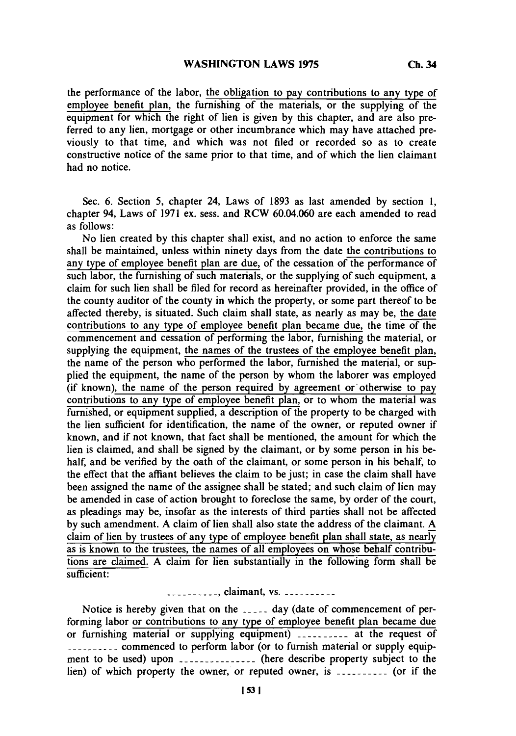the performance of the labor, the obligation to pay contributions to any type of employee benefit plan, the furnishing of the materials, or the supplying of the equipment for which the right of lien is given by this chapter, and are also preferred to any lien, mortgage or other incumbrance which may have attached previously to that time, and which was not filed or recorded so as to create constructive notice of the same prior to that time, and of which the lien claimant had no notice.

Sec. 6. Section 5, chapter 24, Laws of 1893 as last amended by section 1, chapter 94, Laws of 1971 ex. sess. and RCW 60.04.060 are each amended to read as follows:

No lien created by this chapter shall exist, and no action to enforce the same shall be maintained, unless within ninety days from the date the contributions to any type of employee benefit plan are due, of the cessation of the performance of such labor, the furnishing of such materials, or the supplying of such equipment, a claim for such lien shall be filed for record as hereinafter provided, in the office of the county auditor of the county in which the property, or some part thereof to be affected thereby, is situated. Such claim shall state, as nearly as may be, the date contributions to any type of employee benefit plan became due, the time of the commencement and cessation of performing the labor, furnishing the material, or supplying the equipment, the names of the trustees of the employee benefit plan, the name of the person who performed the labor, furnished the material, or supplied the equipment, the name of the person by whom the laborer was employed (if known), the name of the person required by agreement or otherwise to pay contributions to any type of employee benefit plan, or to whom the material was furnished, or equipment supplied, a description of the property to be charged with the lien sufficient for identification, the name of the owner, or reputed owner if known, and if not known, that fact shall be mentioned, the amount for which the lien is claimed, and shall be signed by the claimant, or by some person in his behalf, and be verified by the oath of the claimant, or some person in his behalf, to the effect that the affiant believes the claim to be just; in case the claim shall have been assigned the name of the assignee shall be stated; and such claim of lien may be amended in case of action brought to foreclose the same, by order of the court, as pleadings may be, insofar as the interests of third parties shall not be affected by such amendment. A claim of lien shall also state the address of the claimant. A claim of lien by trustees of any type of employee benefit plan shall state, as nearly as is known to the trustees, the names of all employees on whose behalf contributions are claimed. A claim for lien substantially in the following form shall be sufficient:

.........., claimant, vs. ..........

Notice is hereby given that on the ..... day (date of commencement of performing labor or contributions to any type of employee benefit plan became due or furnishing material or supplying equipment) .......... at the request of .......... commenced to perform labor (or to furnish material or supply equipment to be used) upon .............. (here describe property subject to the lien) of which property the owner, or reputed owner, is .......... (or if the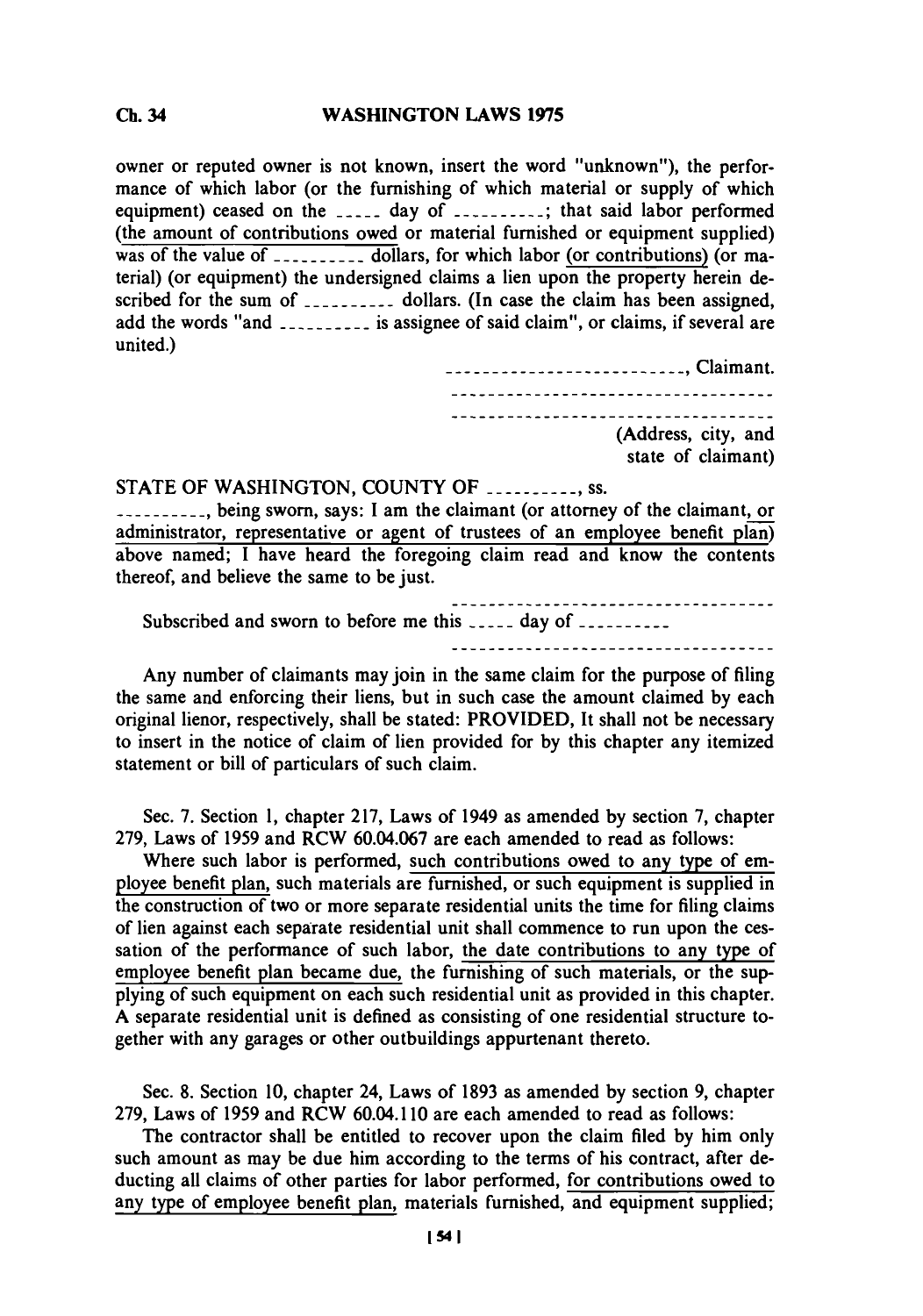owner or reputed owner is not known, insert the word "unknown"), the performance of which labor (or the furnishing of which material or supply of which equipment) ceased on the _____ day of __________; that said labor performed (the amount of contributions owed or material furnished or equipment supplied) was of the value of __________ dollars, for which labor (or contributions) (or material) (or equipment) the undersigned claims a lien upon the property herein described for the sum of __________ dollars. (In case the claim has been assigned, add the words "and __________ is assignee of said claim", or claims, if several are united.)

__________________________, Claimant.

__________________________________

__________________________________

(Address, city, and state of claimant)

STATE OF WASHINGTON, COUNTY OF __________, ss.

__________, being sworn, says: I am the claimant (or attorney of the claimant, or administrator, representative or agent of trustees of an employee benefit plan) above named; I have heard the foregoing claim read and know the contents thereof, and believe the same to be just.

__________________________________

Subscribed and sworn to before me this _____ day of __________

__________________________________

Any number of claimants may join in the same claim for the purpose of filing the same and enforcing their liens, but in such case the amount claimed by each original lienor, respectively, shall be stated: PROVIDED, It shall not be necessary to insert in the notice of claim of lien provided for by this chapter any itemized statement or bill of particulars of such claim.

Sec. 7. Section 1, chapter 217, Laws of 1949 as amended by section 7, chapter 279, Laws of 1959 and RCW 60.04.067 are each amended to read as follows:

Where such labor is performed, such contributions owed to any type of employee benefit plan, such materials are furnished, or such equipment is supplied in the construction of two or more separate residential units the time for filing claims of lien against each separate residential unit shall commence to run upon the cessation of the performance of such labor, the date contributions to any type of employee benefit plan became due, the furnishing of such materials, or the supplying of such equipment on each such residential unit as provided in this chapter. A separate residential unit is defined as consisting of one residential structure together with any garages or other outbuildings appurtenant thereto.

Sec. 8. Section 10, chapter 24, Laws of 1893 as amended by section 9, chapter 279, Laws of 1959 and RCW 60.04.110 are each amended to read as follows:

The contractor shall be entitled to recover upon the claim filed by him only such amount as may be due him according to the terms of his contract, after deducting all claims of other parties for labor performed, for contributions owed to any type of employee benefit plan, materials furnished, and equipment supplied;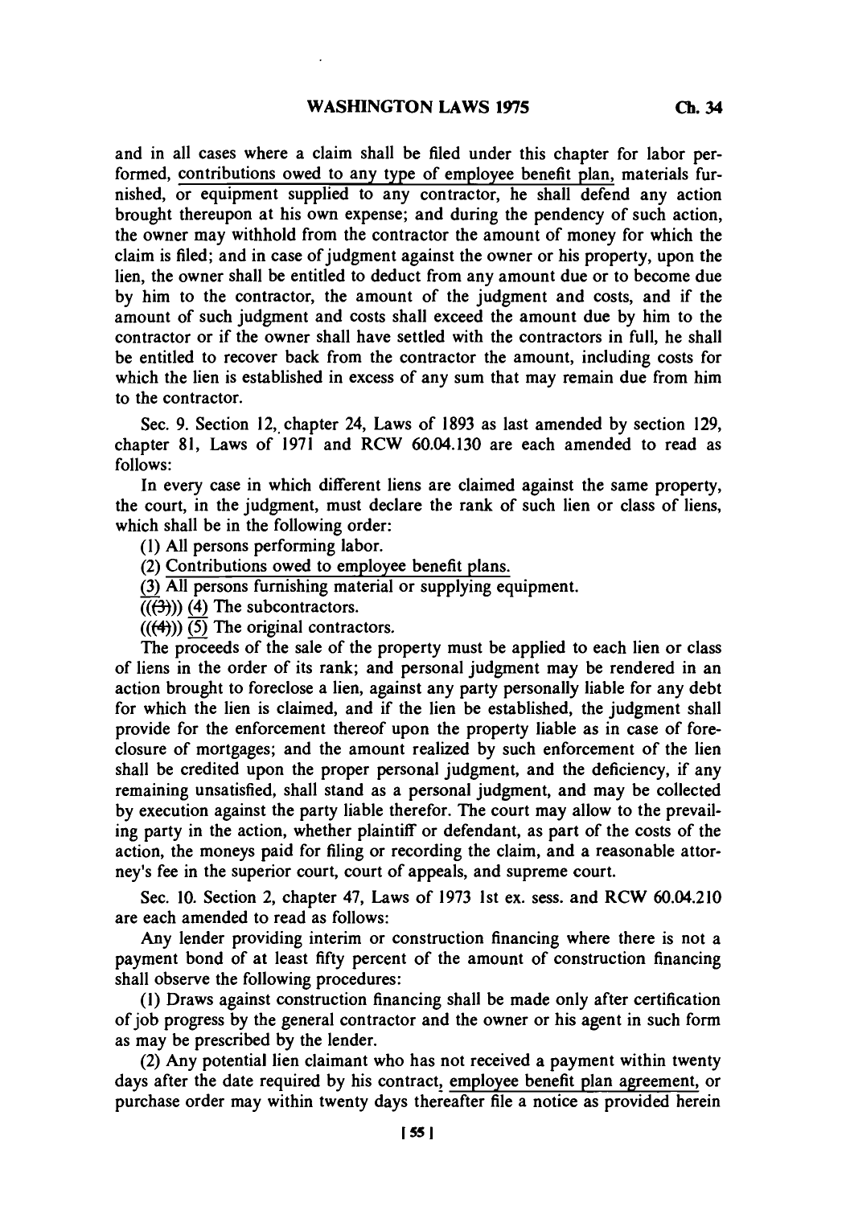and in all cases where a claim shall be filed under this chapter for labor performed, contributions owed to any type of employee benefit plan, materials furnished, or equipment supplied to any contractor, he shall defend any action brought thereupon at his own expense; and during the pendency of such action, the owner may withhold from the contractor the amount of money for which the claim is filed; and in case of judgment against the owner or his property, upon the lien, the owner shall be entitled to deduct from any amount due or to become due by him to the contractor, the amount of the judgment and costs, and if the amount of such judgment and costs shall exceed the amount due by him to the contractor or if the owner shall have settled with the contractors in full, he shall be entitled to recover back from the contractor the amount, including costs for which the lien is established in excess of any sum that may remain due from him to the contractor.

Sec. 9. Section 12, chapter 24, Laws of 1893 as last amended by section 129, chapter 81, Laws of 1971 and RCW 60.04.130 are each amended to read as follows:

In every case in which different liens are claimed against the same property, the court, in the judgment, must declare the rank of such lien or class of liens, which shall be in the following order:

(1) All persons performing labor.

(2) Contributions owed to employee benefit plans.

(3) All persons furnishing material or supplying equipment.

(((3))) (4) The subcontractors.

(((4))) (5) The original contractors.

The proceeds of the sale of the property must be applied to each lien or class of liens in the order of its rank; and personal judgment may be rendered in an action brought to foreclose a lien, against any party personally liable for any debt for which the lien is claimed, and if the lien be established, the judgment shall provide for the enforcement thereof upon the property liable as in case of foreclosure of mortgages; and the amount realized by such enforcement of the lien shall be credited upon the proper personal judgment, and the deficiency, if any remaining unsatisfied, shall stand as a personal judgment, and may be collected by execution against the party liable therefor. The court may allow to the prevailing party in the action, whether plaintiff or defendant, as part of the costs of the action, the moneys paid for filing or recording the claim, and a reasonable attorney's fee in the superior court, court of appeals, and supreme court.

Sec. 10. Section 2, chapter 47, Laws of 1973 1st ex. sess. and RCW 60.04.210 are each amended to read as follows:

Any lender providing interim or construction financing where there is not a payment bond of at least fifty percent of the amount of construction financing shall observe the following procedures:

(1) Draws against construction financing shall be made only after certification of job progress by the general contractor and the owner or his agent in such form as may be prescribed by the lender.

(2) Any potential lien claimant who has not received a payment within twenty days after the date required by his contract, employee benefit plan agreement, or purchase order may within twenty days thereafter file a notice as provided herein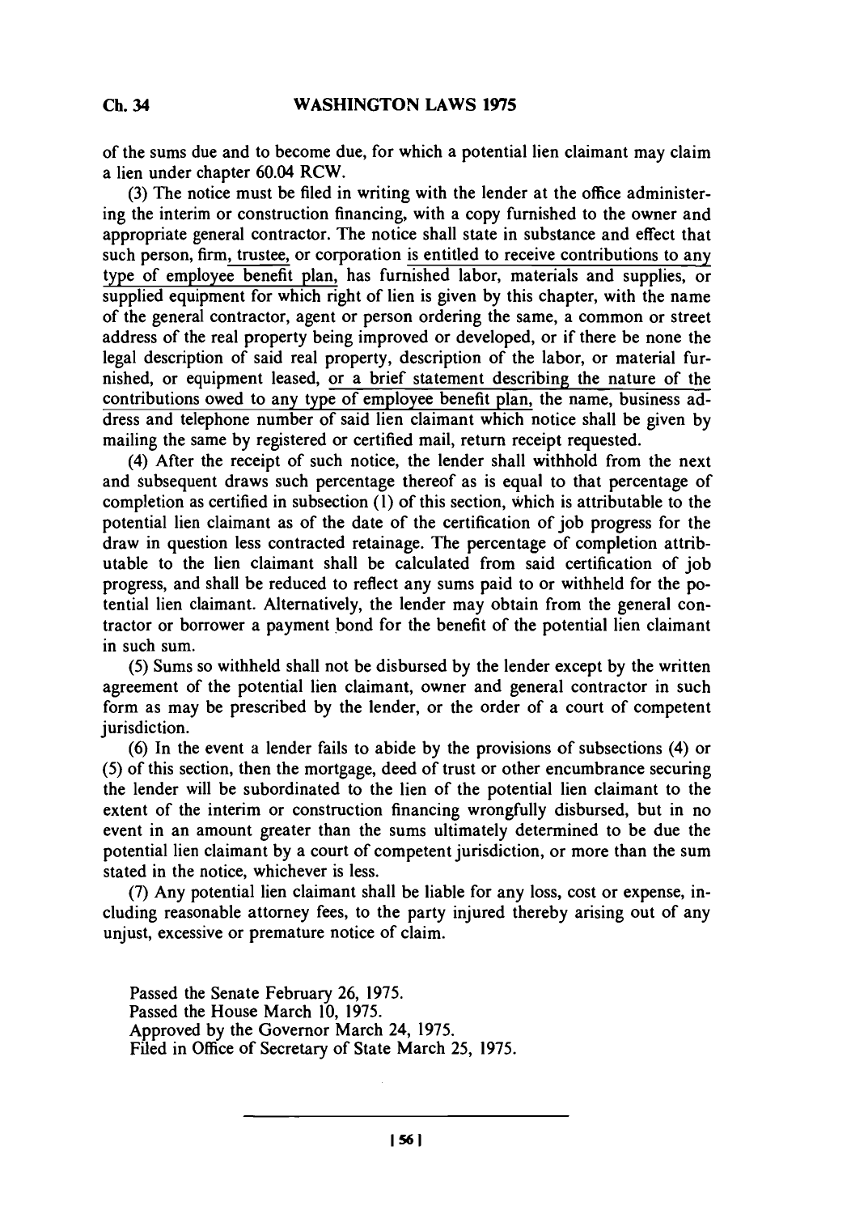of the sums due and to become due, for which a potential lien claimant may claim a lien under chapter 60.04 RCW.

(3) The notice must be filed in writing with the lender at the office administering the interim or construction financing, with a copy furnished to the owner and appropriate general contractor. The notice shall state in substance and effect that such person, firm, trustee, or corporation is entitled to receive contributions to any type of employee benefit plan, has furnished labor, materials and supplies, or supplied equipment for which right of lien is given by this chapter, with the name of the general contractor, agent or person ordering the same, a common or street address of the real property being improved or developed, or if there be none the legal description of said real property, description of the labor, or material furnished, or equipment leased, or a brief statement describing the nature of the contributions owed to any type of employee benefit plan, the name, business address and telephone number of said lien claimant which notice shall be given by mailing the same by registered or certified mail, return receipt requested.

(4) After the receipt of such notice, the lender shall withhold from the next and subsequent draws such percentage thereof as is equal to that percentage of completion as certified in subsection (1) of this section, which is attributable to the potential lien claimant as of the date of the certification of job progress for the draw in question less contracted retainage. The percentage of completion attributable to the lien claimant shall be calculated from said certification of job progress, and shall be reduced to reflect any sums paid to or withheld for the potential lien claimant. Alternatively, the lender may obtain from the general contractor or borrower a payment bond for the benefit of the potential lien claimant in such sum.

(5) Sums so withheld shall not be disbursed by the lender except by the written agreement of the potential lien claimant, owner and general contractor in such form as may be prescribed by the lender, or the order of a court of competent jurisdiction.

(6) In the event a lender fails to abide by the provisions of subsections (4) or (5) of this section, then the mortgage, deed of trust or other encumbrance securing the lender will be subordinated to the lien of the potential lien claimant to the extent of the interim or construction financing wrongfully disbursed, but in no event in an amount greater than the sums ultimately determined to be due the potential lien claimant by a court of competent jurisdiction, or more than the sum stated in the notice, whichever is less.

(7) Any potential lien claimant shall be liable for any loss, cost or expense, including reasonable attorney fees, to the party injured thereby arising out of any unjust, excessive or premature notice of claim.

Passed the Senate February 26, 1975.
Passed the House March 10, 1975.
Approved by the Governor March 24, 1975.
Filed in Office of Secretary of State March 25, 1975.